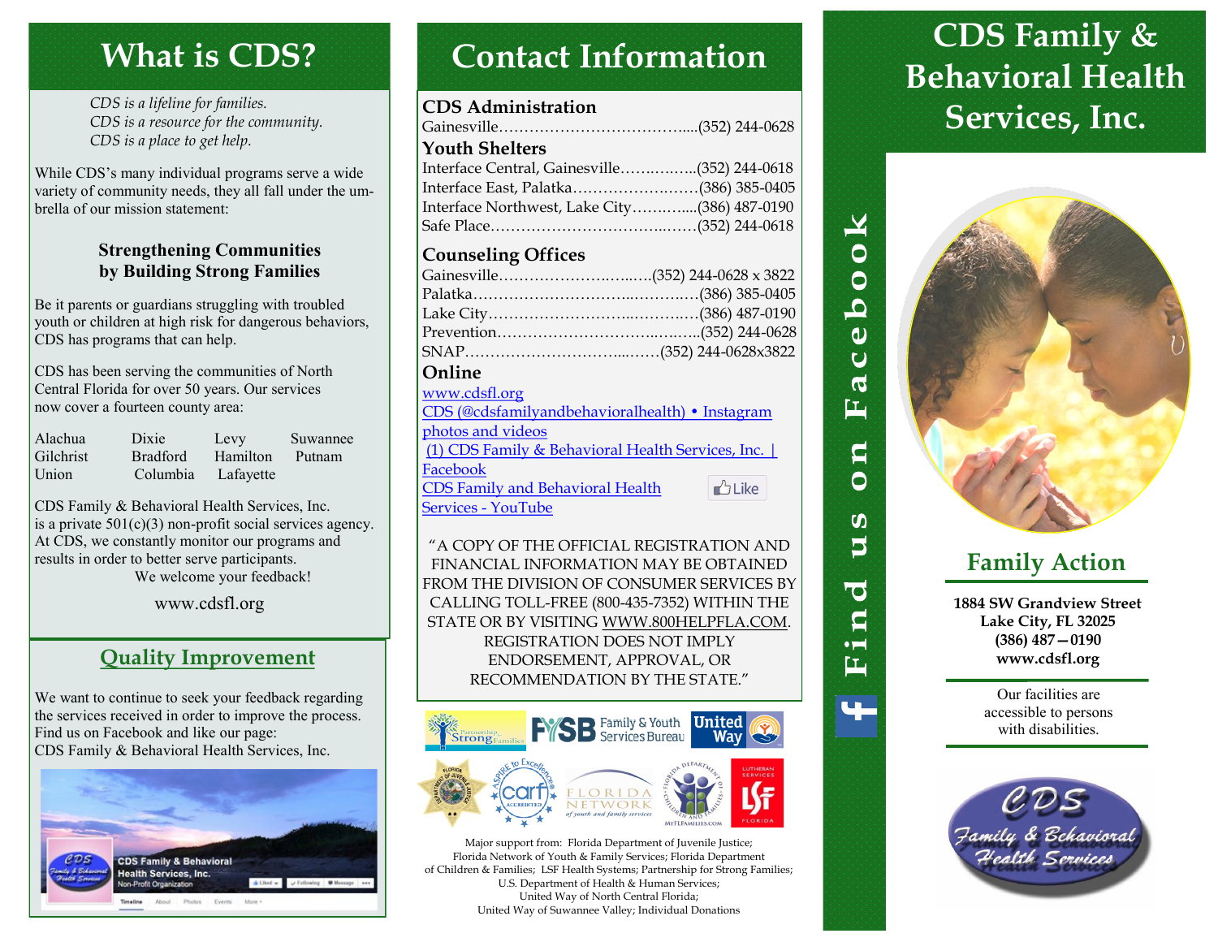# What is CDS?

*CDS is a lifeline for families.*
*CDS is a resource for the community.*
*CDS is a place to get help.*

While CDS's many individual programs serve a wide variety of community needs, they all fall under the umbrella of our mission statement:

**Strengthening Communities by Building Strong Families**

Be it parents or guardians struggling with troubled youth or children at high risk for dangerous behaviors, CDS has programs that can help.

CDS has been serving the communities of North Central Florida for over 50 years. Our services now cover a fourteen county area:

| | | | |
|---|---|---|---|
| Alachua | Dixie | Levy | Suwannee |
| Gilchrist | Bradford | Hamilton | Putnam |
| Union | Columbia | Lafayette | |

CDS Family & Behavioral Health Services, Inc. is a private 501(c)(3) non-profit social services agency. At CDS, we constantly monitor our programs and results in order to better serve participants.

We welcome your feedback!

www.cdsfl.org

## Quality Improvement

We want to continue to seek your feedback regarding the services received in order to improve the process. Find us on Facebook and like our page: CDS Family & Behavioral Health Services, Inc.

# Contact Information

### CDS Administration

Gainesville.....................................(352) 244-0628

### Youth Shelters

Interface Central, Gainesville..............(352) 244-0618
Interface East, Palatka.......................(386) 385-0405
Interface Northwest, Lake City............(386) 487-0190
Safe Place.......................................(352) 244-0618

### Counseling Offices

Gainesville..............................(352) 244-0628 x 3822
Palatka...........................................(386) 385-0405
Lake City........................................(386) 487-0190
Prevention......................................(352) 244-0628
SNAP..................................(352) 244-0628x3822

### Online

www.cdsfl.org
CDS (@cdsfamilyandbehavioralhealth) • Instagram photos and videos
(1) CDS Family & Behavioral Health Services, Inc. | Facebook
CDS Family and Behavioral Health Services - YouTube

"A COPY OF THE OFFICIAL REGISTRATION AND FINANCIAL INFORMATION MAY BE OBTAINED FROM THE DIVISION OF CONSUMER SERVICES BY CALLING TOLL-FREE (800-435-7352) WITHIN THE STATE OR BY VISITING WWW.800HELPFLA.COM. REGISTRATION DOES NOT IMPLY ENDORSEMENT, APPROVAL, OR RECOMMENDATION BY THE STATE."

Major support from: Florida Department of Juvenile Justice; Florida Network of Youth & Family Services; Florida Department of Children & Families; LSF Health Systems; Partnership for Strong Families; U.S. Department of Health & Human Services; United Way of North Central Florida; United Way of Suwannee Valley; Individual Donations

**Find us on Facebook**

# CDS Family & Behavioral Health Services, Inc.

## Family Action

**1884 SW Grandview Street**
**Lake City, FL 32025**
**(386) 487—0190**
**www.cdsfl.org**

Our facilities are accessible to persons with disabilities.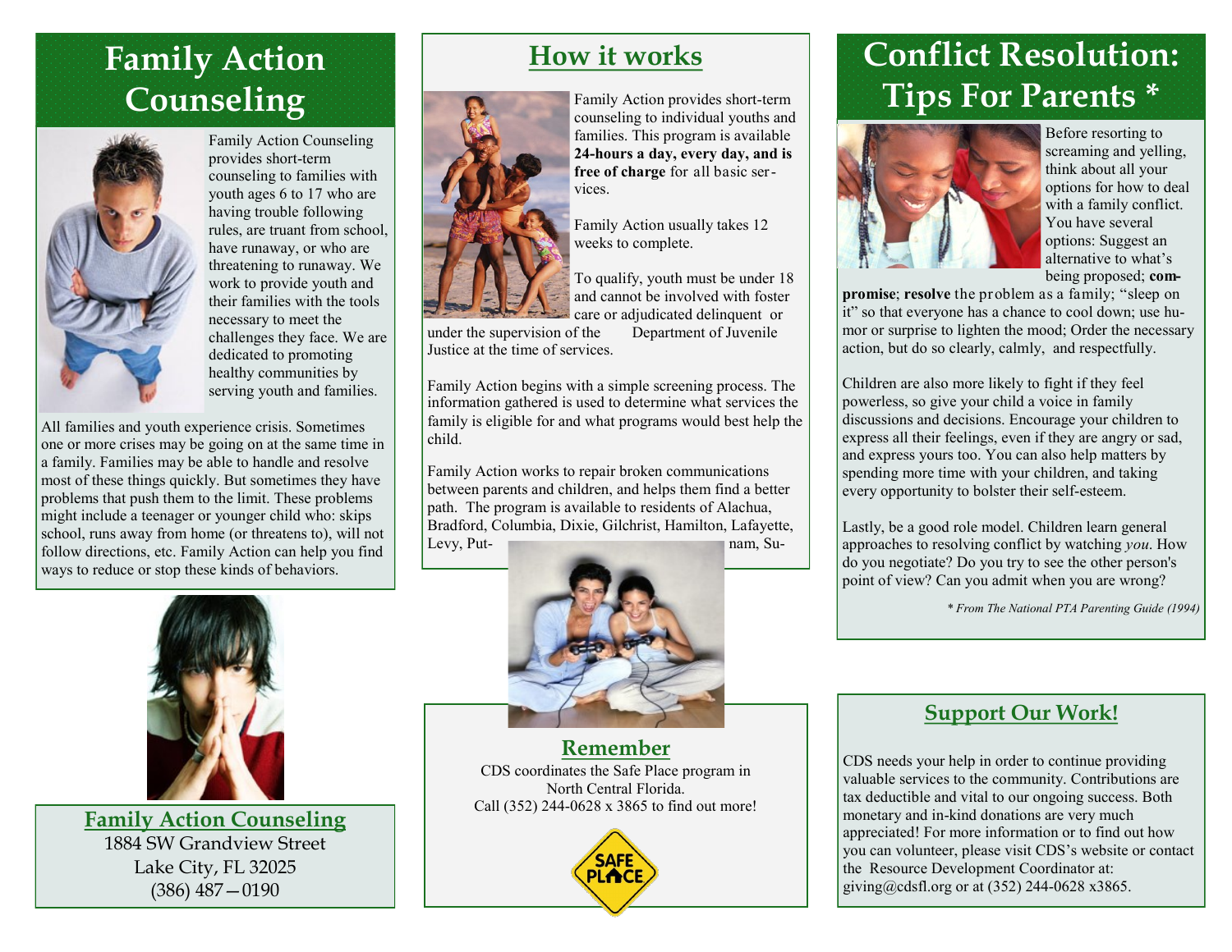# Family Action Counseling

Family Action Counseling provides short-term counseling to families with youth ages 6 to 17 who are having trouble following rules, are truant from school, have runaway, or who are threatening to runaway. We work to provide youth and their families with the tools necessary to meet the challenges they face. We are dedicated to promoting healthy communities by serving youth and families.

All families and youth experience crisis. Sometimes one or more crises may be going on at the same time in a family. Families may be able to handle and resolve most of these things quickly. But sometimes they have problems that push them to the limit. These problems might include a teenager or younger child who: skips school, runs away from home (or threatens to), will not follow directions, etc. Family Action can help you find ways to reduce or stop these kinds of behaviors.

## Family Action Counseling

1884 SW Grandview Street
Lake City, FL 32025
(386) 487—0190

## How it works

Family Action provides short-term counseling to individual youths and families. This program is available **24-hours a day, every day, and is free of charge** for all basic services.

Family Action usually takes 12 weeks to complete.

To qualify, youth must be under 18 and cannot be involved with foster care or adjudicated delinquent or under the supervision of the Department of Juvenile Justice at the time of services.

Family Action begins with a simple screening process. The information gathered is used to determine what services the family is eligible for and what programs would best help the child.

Family Action works to repair broken communications between parents and children, and helps them find a better path. The program is available to residents of Alachua, Bradford, Columbia, Dixie, Gilchrist, Hamilton, Lafayette, Levy, Putnam, Su-

## Remember

CDS coordinates the Safe Place program in North Central Florida.
Call (352) 244-0628 x 3865 to find out more!

SAFE PLACE

# Conflict Resolution: Tips For Parents *

Before resorting to screaming and yelling, think about all your options for how to deal with a family conflict. You have several options: Suggest an alternative to what's being proposed; **compromise**; **resolve** the problem as a family; "sleep on it" so that everyone has a chance to cool down; use humor or surprise to lighten the mood; Order the necessary action, but do so clearly, calmly, and respectfully.

Children are also more likely to fight if they feel powerless, so give your child a voice in family discussions and decisions. Encourage your children to express all their feelings, even if they are angry or sad, and express yours too. You can also help matters by spending more time with your children, and taking every opportunity to bolster their self-esteem.

Lastly, be a good role model. Children learn general approaches to resolving conflict by watching *you*. How do you negotiate? Do you try to see the other person's point of view? Can you admit when you are wrong?

*\* From The National PTA Parenting Guide (1994)*

## Support Our Work!

CDS needs your help in order to continue providing valuable services to the community. Contributions are tax deductible and vital to our ongoing success. Both monetary and in-kind donations are very much appreciated! For more information or to find out how you can volunteer, please visit CDS's website or contact the Resource Development Coordinator at: giving@cdsfl.org or at (352) 244-0628 x3865.